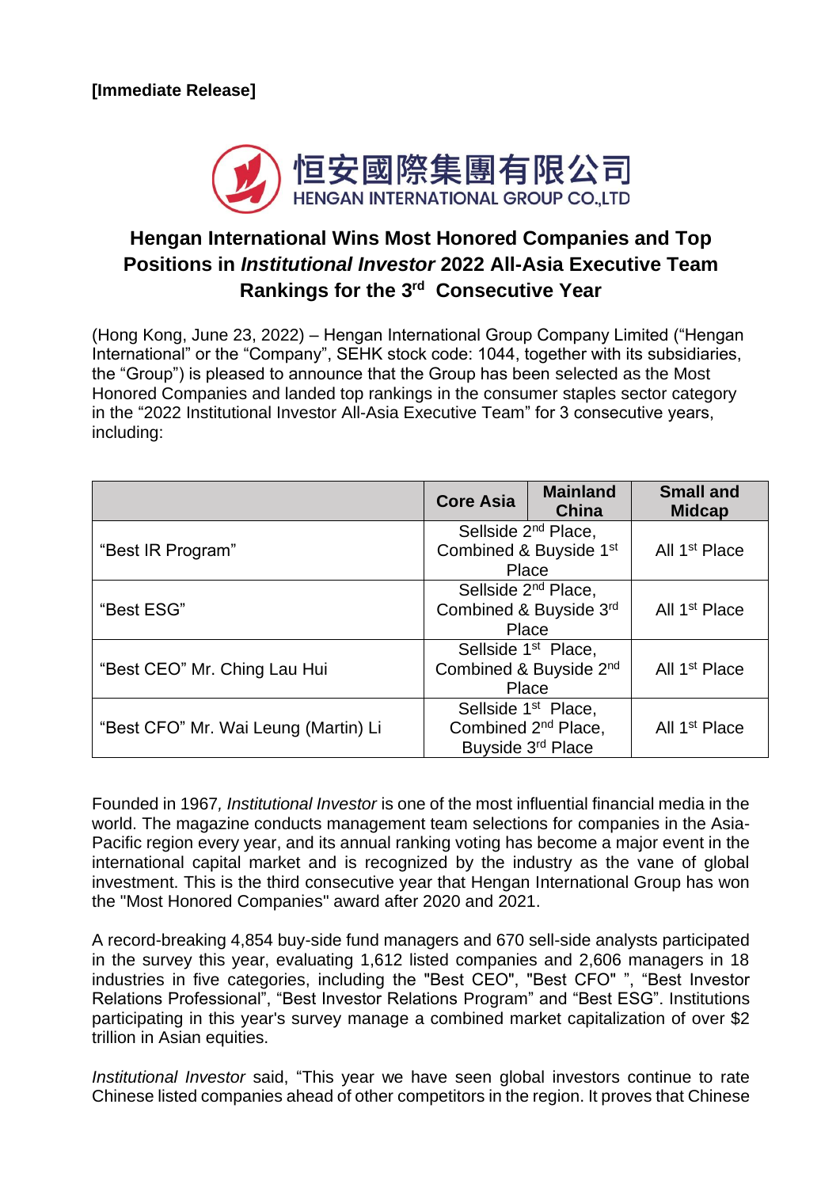**[Immediate Release]**

恒安國際集團有限公司
HENGAN INTERNATIONAL GROUP CO.,LTD

# Hengan International Wins Most Honored Companies and Top Positions in *Institutional Investor* 2022 All-Asia Executive Team Rankings for the 3rd Consecutive Year

(Hong Kong, June 23, 2022) – Hengan International Group Company Limited ("Hengan International" or the "Company", SEHK stock code: 1044, together with its subsidiaries, the "Group") is pleased to announce that the Group has been selected as the Most Honored Companies and landed top rankings in the consumer staples sector category in the "2022 Institutional Investor All-Asia Executive Team" for 3 consecutive years, including:

| | Core Asia | Mainland China | Small and Midcap |
|---|---|---|---|
| "Best IR Program" | Sellside 2nd Place, Combined & Buyside 1st Place | | All 1st Place |
| "Best ESG" | Sellside 2nd Place, Combined & Buyside 3rd Place | | All 1st Place |
| "Best CEO" Mr. Ching Lau Hui | Sellside 1st Place, Combined & Buyside 2nd Place | | All 1st Place |
| "Best CFO" Mr. Wai Leung (Martin) Li | Sellside 1st Place, Combined 2nd Place, Buyside 3rd Place | | All 1st Place |

Founded in 1967*, Institutional Investor* is one of the most influential financial media in the world. The magazine conducts management team selections for companies in the Asia-Pacific region every year, and its annual ranking voting has become a major event in the international capital market and is recognized by the industry as the vane of global investment. This is the third consecutive year that Hengan International Group has won the "Most Honored Companies" award after 2020 and 2021.

A record-breaking 4,854 buy-side fund managers and 670 sell-side analysts participated in the survey this year, evaluating 1,612 listed companies and 2,606 managers in 18 industries in five categories, including the "Best CEO", "Best CFO" ", "Best Investor Relations Professional", "Best Investor Relations Program" and "Best ESG". Institutions participating in this year's survey manage a combined market capitalization of over $2 trillion in Asian equities.

*Institutional Investor* said, "This year we have seen global investors continue to rate Chinese listed companies ahead of other competitors in the region. It proves that Chinese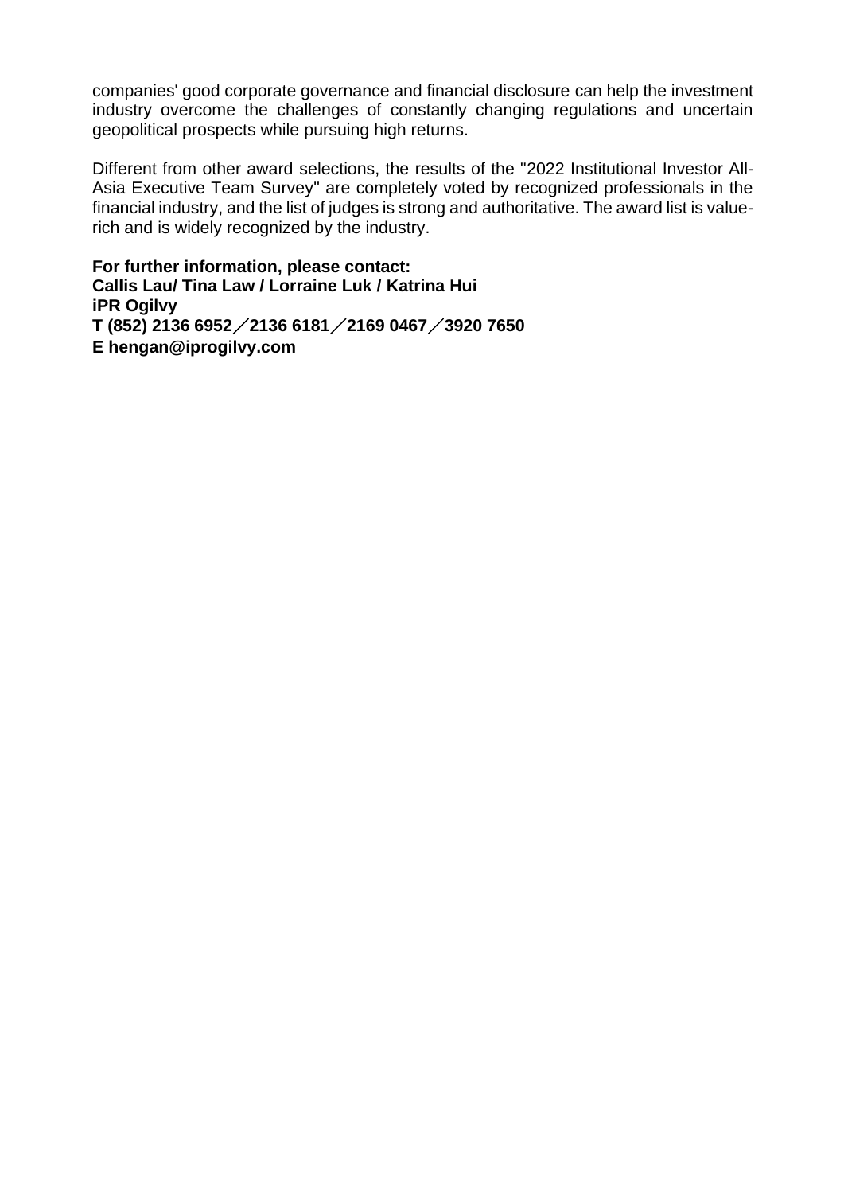companies' good corporate governance and financial disclosure can help the investment industry overcome the challenges of constantly changing regulations and uncertain geopolitical prospects while pursuing high returns.

Different from other award selections, the results of the "2022 Institutional Investor All-Asia Executive Team Survey" are completely voted by recognized professionals in the financial industry, and the list of judges is strong and authoritative. The award list is value-rich and is widely recognized by the industry.

**For further information, please contact:**
**Callis Lau/ Tina Law / Lorraine Luk / Katrina Hui**
**iPR Ogilvy**
**T (852) 2136 6952／2136 6181／2169 0467／3920 7650**
**E hengan@iprogilvy.com**